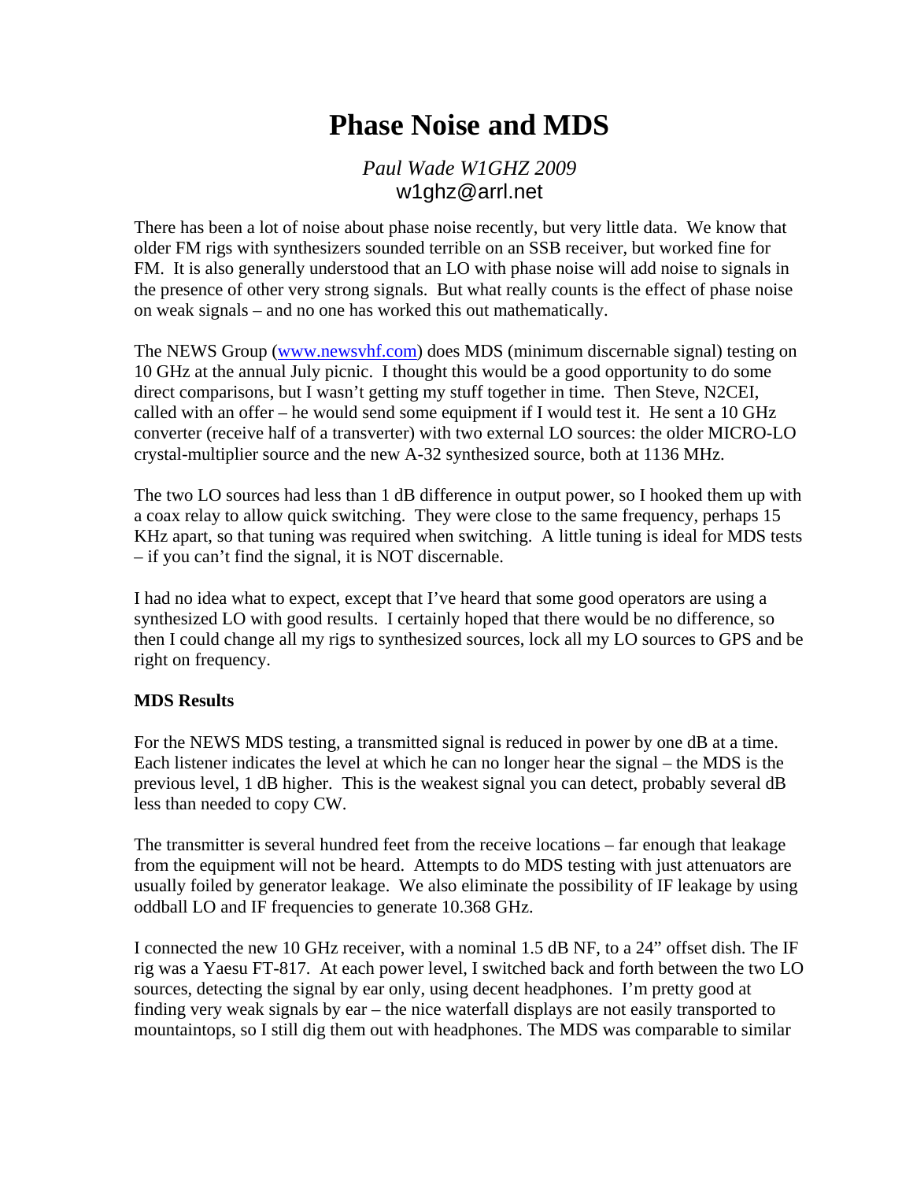# Phase Noise and MDS

*Paul Wade W1GHZ 2009*
w1ghz@arrl.net

There has been a lot of noise about phase noise recently, but very little data. We know that older FM rigs with synthesizers sounded terrible on an SSB receiver, but worked fine for FM. It is also generally understood that an LO with phase noise will add noise to signals in the presence of other very strong signals. But what really counts is the effect of phase noise on weak signals – and no one has worked this out mathematically.

The NEWS Group ([www.newsvhf.com](www.newsvhf.com)) does MDS (minimum discernable signal) testing on 10 GHz at the annual July picnic. I thought this would be a good opportunity to do some direct comparisons, but I wasn't getting my stuff together in time. Then Steve, N2CEI, called with an offer – he would send some equipment if I would test it. He sent a 10 GHz converter (receive half of a transverter) with two external LO sources: the older MICRO-LO crystal-multiplier source and the new A-32 synthesized source, both at 1136 MHz.

The two LO sources had less than 1 dB difference in output power, so I hooked them up with a coax relay to allow quick switching. They were close to the same frequency, perhaps 15 KHz apart, so that tuning was required when switching. A little tuning is ideal for MDS tests – if you can't find the signal, it is NOT discernable.

I had no idea what to expect, except that I've heard that some good operators are using a synthesized LO with good results. I certainly hoped that there would be no difference, so then I could change all my rigs to synthesized sources, lock all my LO sources to GPS and be right on frequency.

**MDS Results**

For the NEWS MDS testing, a transmitted signal is reduced in power by one dB at a time. Each listener indicates the level at which he can no longer hear the signal – the MDS is the previous level, 1 dB higher. This is the weakest signal you can detect, probably several dB less than needed to copy CW.

The transmitter is several hundred feet from the receive locations – far enough that leakage from the equipment will not be heard. Attempts to do MDS testing with just attenuators are usually foiled by generator leakage. We also eliminate the possibility of IF leakage by using oddball LO and IF frequencies to generate 10.368 GHz.

I connected the new 10 GHz receiver, with a nominal 1.5 dB NF, to a 24" offset dish. The IF rig was a Yaesu FT-817. At each power level, I switched back and forth between the two LO sources, detecting the signal by ear only, using decent headphones. I'm pretty good at finding very weak signals by ear – the nice waterfall displays are not easily transported to mountaintops, so I still dig them out with headphones. The MDS was comparable to similar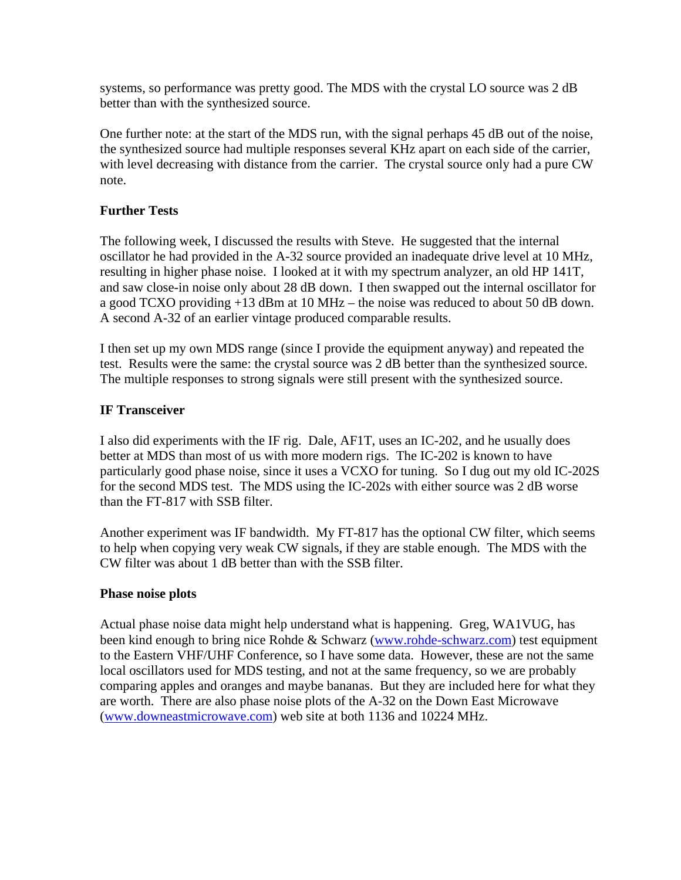systems, so performance was pretty good. The MDS with the crystal LO source was 2 dB better than with the synthesized source.

One further note: at the start of the MDS run, with the signal perhaps 45 dB out of the noise, the synthesized source had multiple responses several KHz apart on each side of the carrier, with level decreasing with distance from the carrier. The crystal source only had a pure CW note.

**Further Tests**

The following week, I discussed the results with Steve. He suggested that the internal oscillator he had provided in the A-32 source provided an inadequate drive level at 10 MHz, resulting in higher phase noise. I looked at it with my spectrum analyzer, an old HP 141T, and saw close-in noise only about 28 dB down. I then swapped out the internal oscillator for a good TCXO providing +13 dBm at 10 MHz – the noise was reduced to about 50 dB down. A second A-32 of an earlier vintage produced comparable results.

I then set up my own MDS range (since I provide the equipment anyway) and repeated the test. Results were the same: the crystal source was 2 dB better than the synthesized source. The multiple responses to strong signals were still present with the synthesized source.

**IF Transceiver**

I also did experiments with the IF rig. Dale, AF1T, uses an IC-202, and he usually does better at MDS than most of us with more modern rigs. The IC-202 is known to have particularly good phase noise, since it uses a VCXO for tuning. So I dug out my old IC-202S for the second MDS test. The MDS using the IC-202s with either source was 2 dB worse than the FT-817 with SSB filter.

Another experiment was IF bandwidth. My FT-817 has the optional CW filter, which seems to help when copying very weak CW signals, if they are stable enough. The MDS with the CW filter was about 1 dB better than with the SSB filter.

**Phase noise plots**

Actual phase noise data might help understand what is happening. Greg, WA1VUG, has been kind enough to bring nice Rohde & Schwarz (www.rohde-schwarz.com) test equipment to the Eastern VHF/UHF Conference, so I have some data. However, these are not the same local oscillators used for MDS testing, and not at the same frequency, so we are probably comparing apples and oranges and maybe bananas. But they are included here for what they are worth. There are also phase noise plots of the A-32 on the Down East Microwave (www.downeastmicrowave.com) web site at both 1136 and 10224 MHz.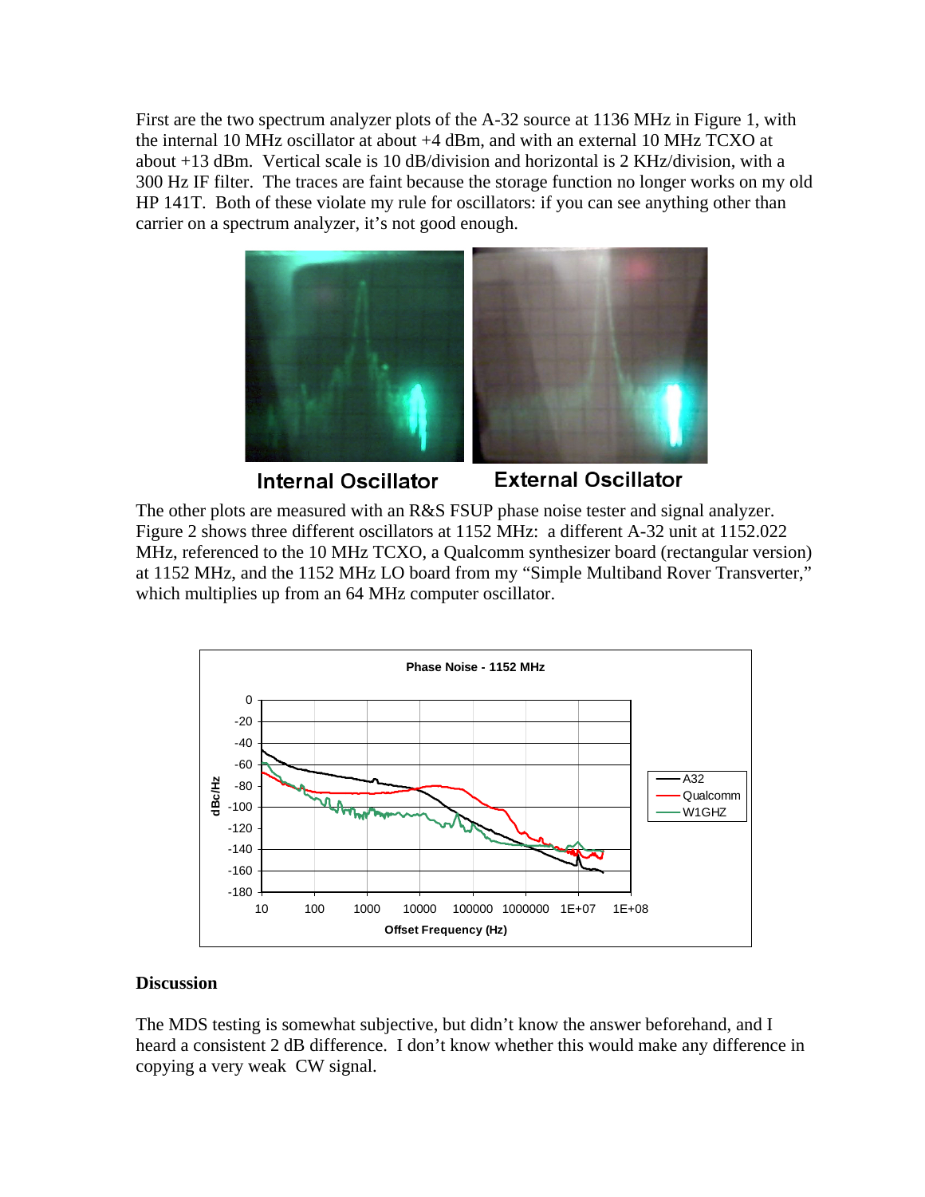First are the two spectrum analyzer plots of the A-32 source at 1136 MHz in Figure 1, with the internal 10 MHz oscillator at about +4 dBm, and with an external 10 MHz TCXO at about +13 dBm. Vertical scale is 10 dB/division and horizontal is 2 KHz/division, with a 300 Hz IF filter. The traces are faint because the storage function no longer works on my old HP 141T. Both of these violate my rule for oscillators: if you can see anything other than carrier on a spectrum analyzer, it's not good enough.

**Internal Oscillator** **External Oscillator**

The other plots are measured with an R&S FSUP phase noise tester and signal analyzer. Figure 2 shows three different oscillators at 1152 MHz: a different A-32 unit at 1152.022 MHz, referenced to the 10 MHz TCXO, a Qualcomm synthesizer board (rectangular version) at 1152 MHz, and the 1152 MHz LO board from my "Simple Multiband Rover Transverter," which multiplies up from an 64 MHz computer oscillator.

Phase Noise - 1152 MHz

### Discussion

The MDS testing is somewhat subjective, but didn't know the answer beforehand, and I heard a consistent 2 dB difference. I don't know whether this would make any difference in copying a very weak CW signal.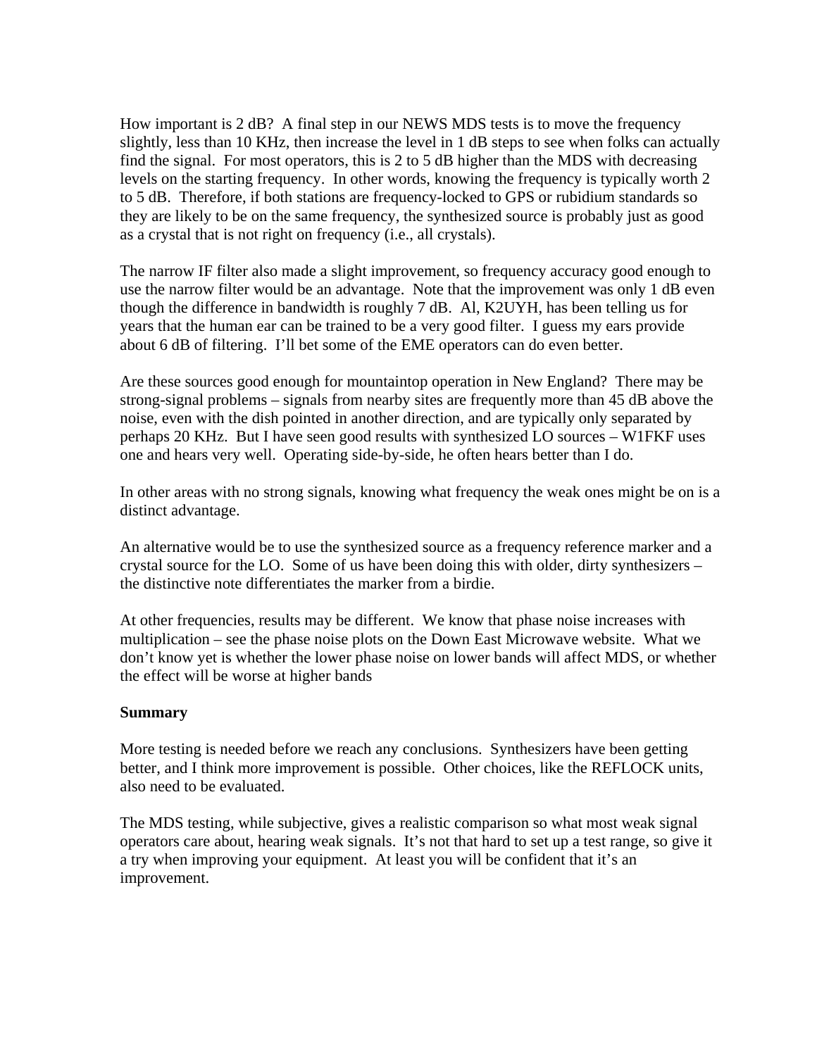How important is 2 dB? A final step in our NEWS MDS tests is to move the frequency slightly, less than 10 KHz, then increase the level in 1 dB steps to see when folks can actually find the signal. For most operators, this is 2 to 5 dB higher than the MDS with decreasing levels on the starting frequency. In other words, knowing the frequency is typically worth 2 to 5 dB. Therefore, if both stations are frequency-locked to GPS or rubidium standards so they are likely to be on the same frequency, the synthesized source is probably just as good as a crystal that is not right on frequency (i.e., all crystals).

The narrow IF filter also made a slight improvement, so frequency accuracy good enough to use the narrow filter would be an advantage. Note that the improvement was only 1 dB even though the difference in bandwidth is roughly 7 dB. Al, K2UYH, has been telling us for years that the human ear can be trained to be a very good filter. I guess my ears provide about 6 dB of filtering. I'll bet some of the EME operators can do even better.

Are these sources good enough for mountaintop operation in New England? There may be strong-signal problems – signals from nearby sites are frequently more than 45 dB above the noise, even with the dish pointed in another direction, and are typically only separated by perhaps 20 KHz. But I have seen good results with synthesized LO sources – W1FKF uses one and hears very well. Operating side-by-side, he often hears better than I do.

In other areas with no strong signals, knowing what frequency the weak ones might be on is a distinct advantage.

An alternative would be to use the synthesized source as a frequency reference marker and a crystal source for the LO. Some of us have been doing this with older, dirty synthesizers – the distinctive note differentiates the marker from a birdie.

At other frequencies, results may be different. We know that phase noise increases with multiplication – see the phase noise plots on the Down East Microwave website. What we don't know yet is whether the lower phase noise on lower bands will affect MDS, or whether the effect will be worse at higher bands

**Summary**

More testing is needed before we reach any conclusions. Synthesizers have been getting better, and I think more improvement is possible. Other choices, like the REFLOCK units, also need to be evaluated.

The MDS testing, while subjective, gives a realistic comparison so what most weak signal operators care about, hearing weak signals. It's not that hard to set up a test range, so give it a try when improving your equipment. At least you will be confident that it's an improvement.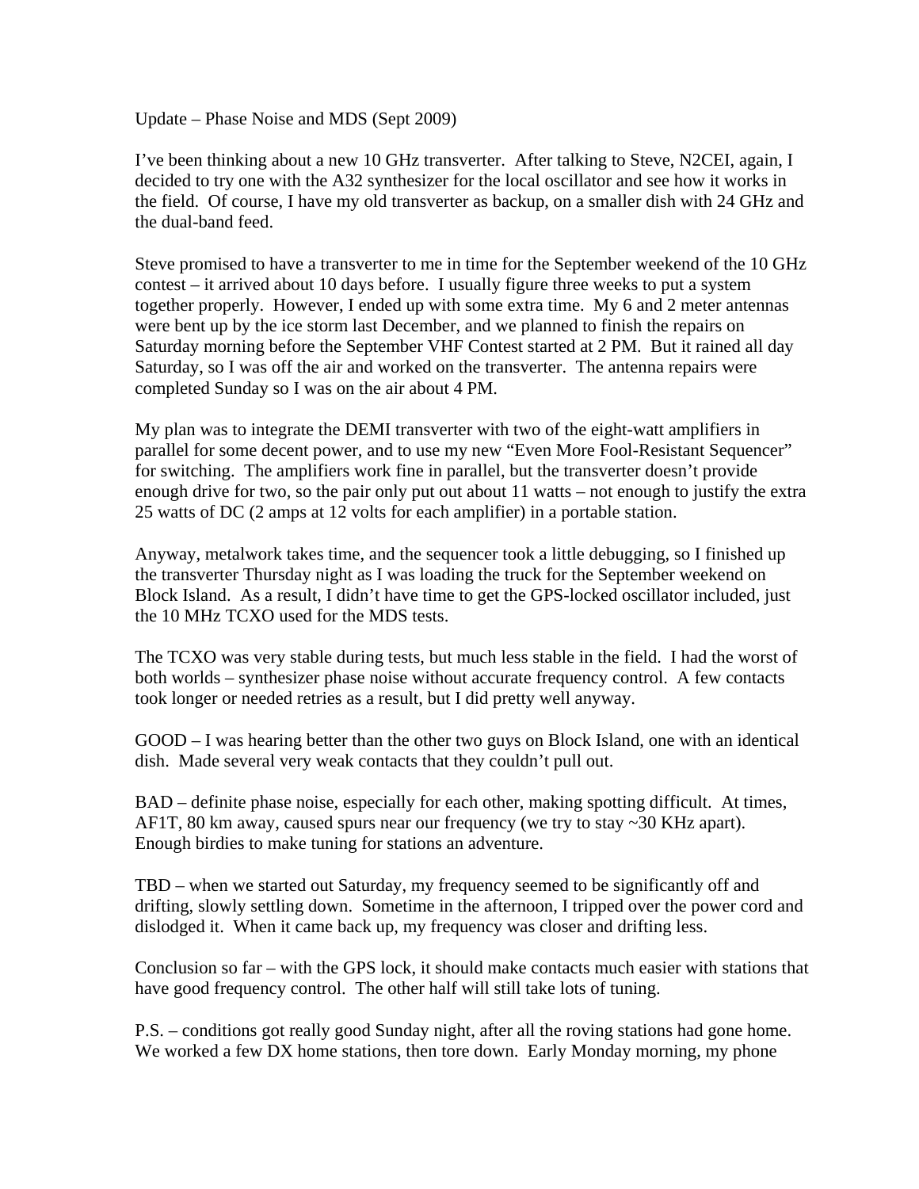Update – Phase Noise and MDS (Sept 2009)

I've been thinking about a new 10 GHz transverter. After talking to Steve, N2CEI, again, I decided to try one with the A32 synthesizer for the local oscillator and see how it works in the field. Of course, I have my old transverter as backup, on a smaller dish with 24 GHz and the dual-band feed.

Steve promised to have a transverter to me in time for the September weekend of the 10 GHz contest – it arrived about 10 days before. I usually figure three weeks to put a system together properly. However, I ended up with some extra time. My 6 and 2 meter antennas were bent up by the ice storm last December, and we planned to finish the repairs on Saturday morning before the September VHF Contest started at 2 PM. But it rained all day Saturday, so I was off the air and worked on the transverter. The antenna repairs were completed Sunday so I was on the air about 4 PM.

My plan was to integrate the DEMI transverter with two of the eight-watt amplifiers in parallel for some decent power, and to use my new "Even More Fool-Resistant Sequencer" for switching. The amplifiers work fine in parallel, but the transverter doesn't provide enough drive for two, so the pair only put out about 11 watts – not enough to justify the extra 25 watts of DC (2 amps at 12 volts for each amplifier) in a portable station.

Anyway, metalwork takes time, and the sequencer took a little debugging, so I finished up the transverter Thursday night as I was loading the truck for the September weekend on Block Island. As a result, I didn't have time to get the GPS-locked oscillator included, just the 10 MHz TCXO used for the MDS tests.

The TCXO was very stable during tests, but much less stable in the field. I had the worst of both worlds – synthesizer phase noise without accurate frequency control. A few contacts took longer or needed retries as a result, but I did pretty well anyway.

GOOD – I was hearing better than the other two guys on Block Island, one with an identical dish. Made several very weak contacts that they couldn't pull out.

BAD – definite phase noise, especially for each other, making spotting difficult. At times, AF1T, 80 km away, caused spurs near our frequency (we try to stay ~30 KHz apart). Enough birdies to make tuning for stations an adventure.

TBD – when we started out Saturday, my frequency seemed to be significantly off and drifting, slowly settling down. Sometime in the afternoon, I tripped over the power cord and dislodged it. When it came back up, my frequency was closer and drifting less.

Conclusion so far – with the GPS lock, it should make contacts much easier with stations that have good frequency control. The other half will still take lots of tuning.

P.S. – conditions got really good Sunday night, after all the roving stations had gone home. We worked a few DX home stations, then tore down. Early Monday morning, my phone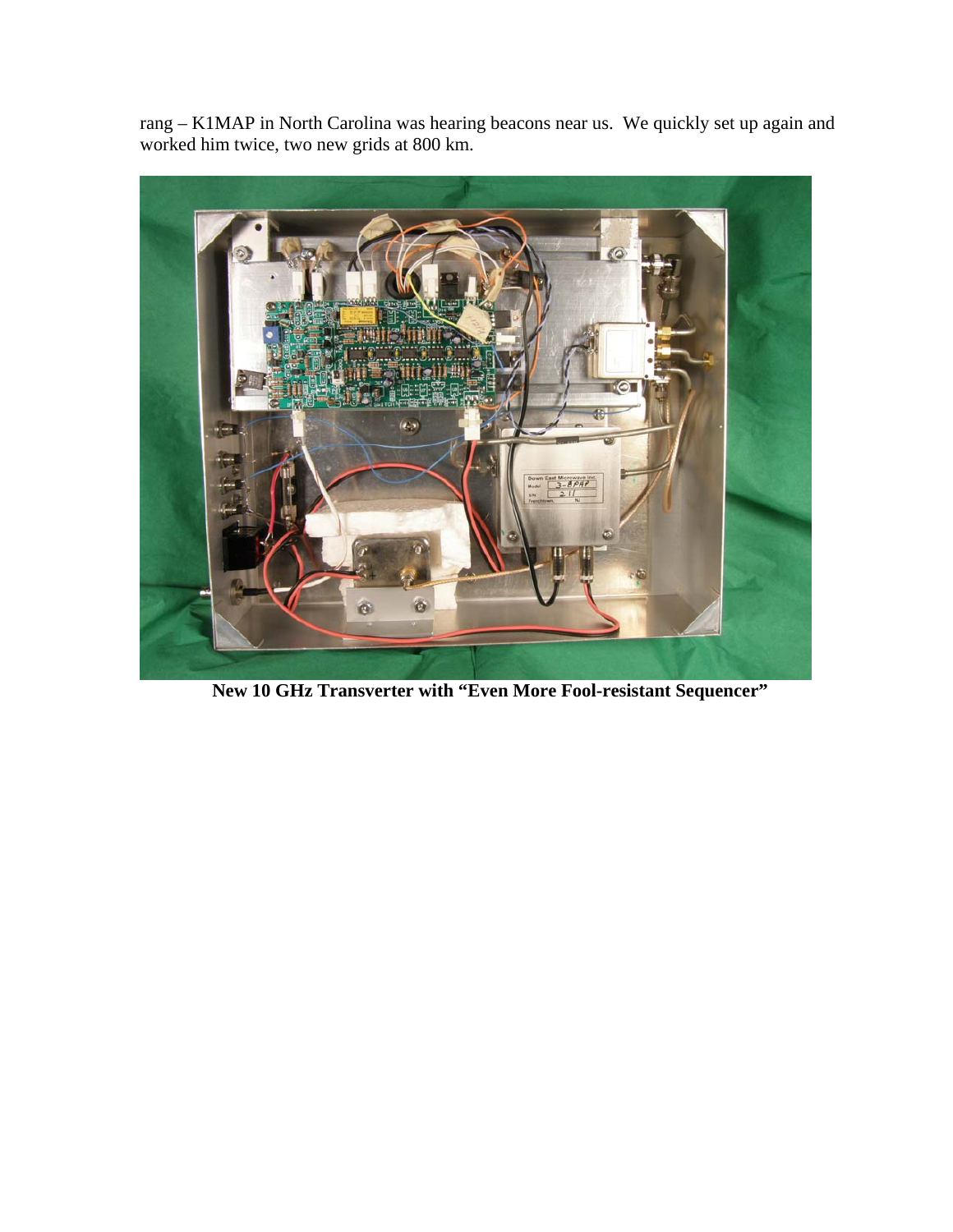rang – K1MAP in North Carolina was hearing beacons near us. We quickly set up again and worked him twice, two new grids at 800 km.

**New 10 GHz Transverter with "Even More Fool-resistant Sequencer"**